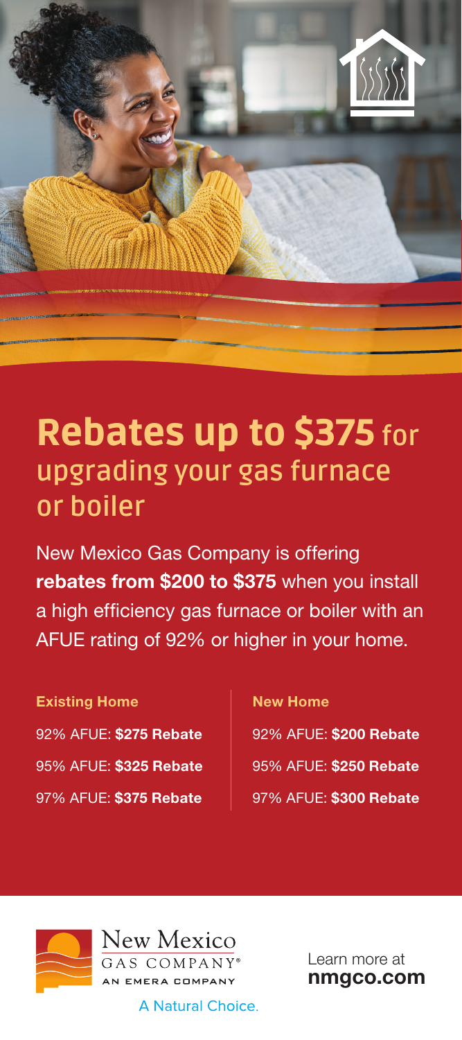# Rebates up to $375 for upgrading your gas furnace or boiler

New Mexico Gas Company is offering **rebates from $200 to $375** when you install a high efficiency gas furnace or boiler with an AFUE rating of 92% or higher in your home.

| Existing Home | New Home |
|---|---|
| 92% AFUE: **$275 Rebate** | 92% AFUE: **$200 Rebate** |
| 95% AFUE: **$325 Rebate** | 95% AFUE: **$250 Rebate** |
| 97% AFUE: **$375 Rebate** | 97% AFUE: **$300 Rebate** |

New Mexico GAS COMPANY®
AN EMERA COMPANY

A Natural Choice.

Learn more at **nmgco.com**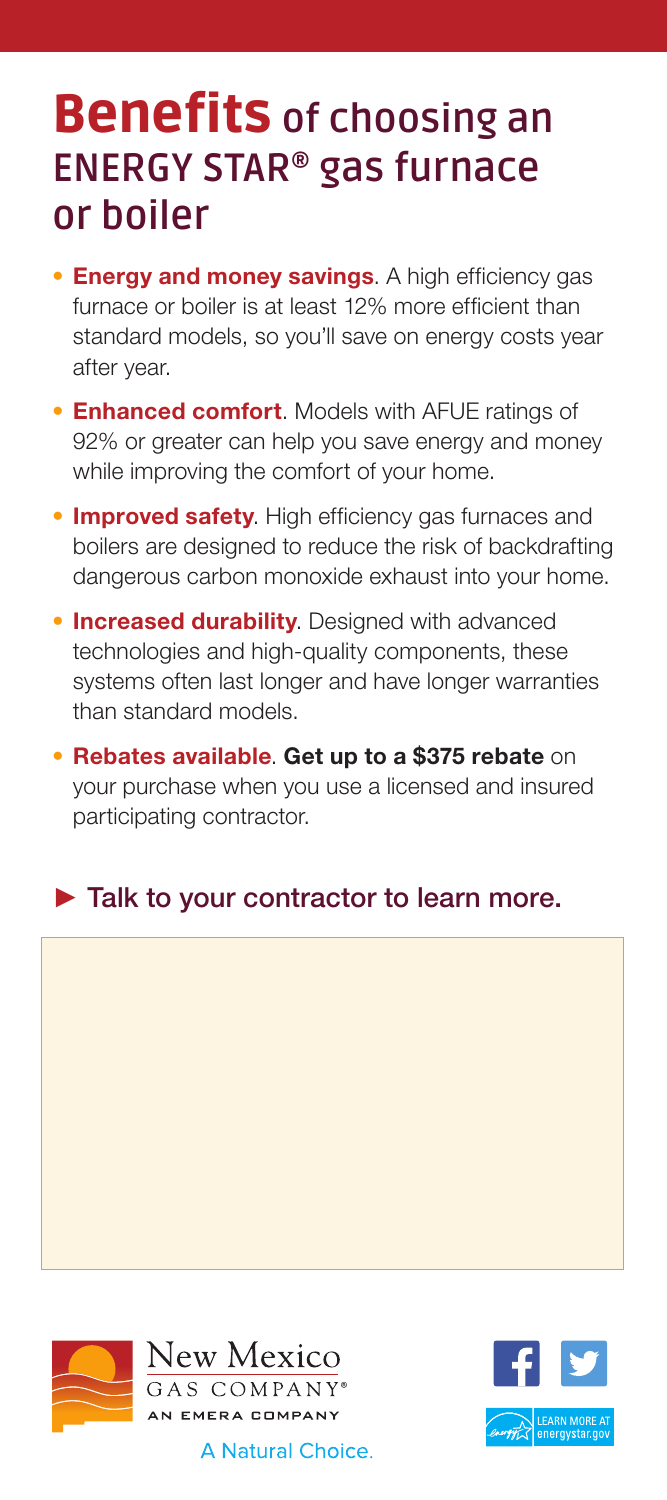# Benefits of choosing an ENERGY STAR® gas furnace or boiler

- **Energy and money savings**. A high efficiency gas furnace or boiler is at least 12% more efficient than standard models, so you'll save on energy costs year after year.
- **Enhanced comfort**. Models with AFUE ratings of 92% or greater can help you save energy and money while improving the comfort of your home.
- **Improved safety**. High efficiency gas furnaces and boilers are designed to reduce the risk of backdrafting dangerous carbon monoxide exhaust into your home.
- **Increased durability**. Designed with advanced technologies and high-quality components, these systems often last longer and have longer warranties than standard models.
- **Rebates available**. **Get up to a $375 rebate** on your purchase when you use a licensed and insured participating contractor.

► Talk to your contractor to learn more.

New Mexico GAS COMPANY®
AN EMERA COMPANY

A Natural Choice.

LEARN MORE AT energystar.gov